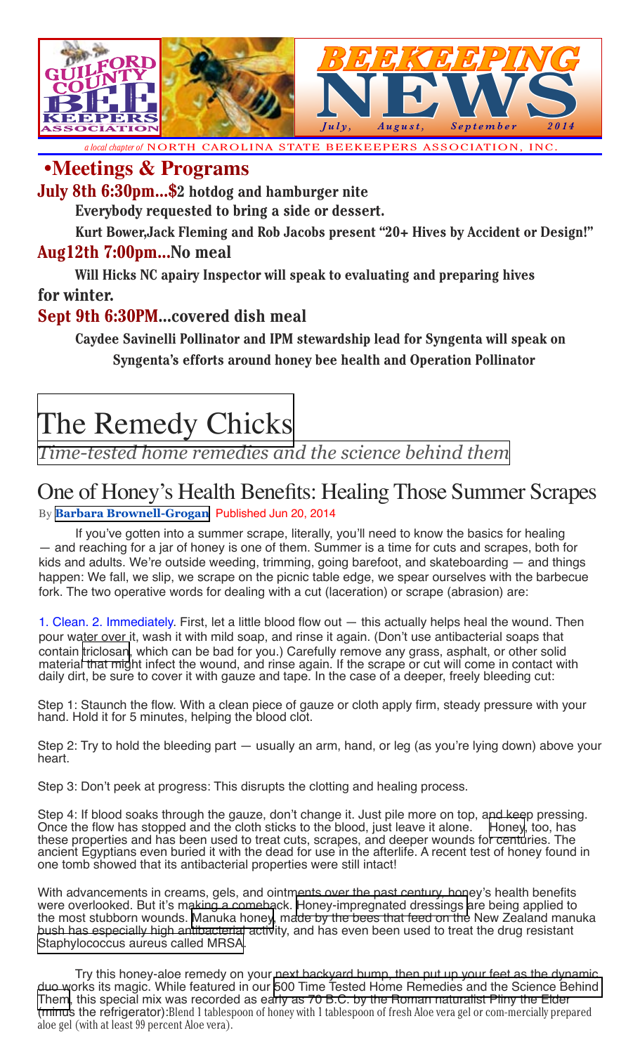# GUILFORD COUNTY BEE KEEPERS ASSOCIATION

# BEEKEEPING NEWS

*July, August, September 2014*

*a local chapter of* NORTH CAROLINA STATE BEEKEEPERS ASSOCIATION, INC.

## •Meetings & Programs

**July 8th 6:30pm...$2 hotdog and hamburger nite**

**Everybody requested to bring a side or dessert.**

**Kurt Bower,Jack Fleming and Rob Jacobs present "20+ Hives by Accident or Design!"**

**Aug12th 7:00pm...No meal**

**Will Hicks NC apairy Inspector will speak to evaluating and preparing hives for winter.**

**Sept 9th 6:30PM...covered dish meal**

**Caydee Savinelli Pollinator and IPM stewardship lead for Syngenta will speak on Syngenta's efforts around honey bee health and Operation Pollinator**

# The Remedy Chicks

*Time-tested home remedies and the science behind them*

## One of Honey's Health Benefits: Healing Those Summer Scrapes

By **Barbara Brownell-Grogan** Published Jun 20, 2014

If you've gotten into a summer scrape, literally, you'll need to know the basics for healing — and reaching for a jar of honey is one of them. Summer is a time for cuts and scrapes, both for kids and adults. We're outside weeding, trimming, going barefoot, and skateboarding — and things happen: We fall, we slip, we scrape on the picnic table edge, we spear ourselves with the barbecue fork. The two operative words for dealing with a cut (laceration) or scrape (abrasion) are:

1. Clean. 2. Immediately. First, let a little blood flow out — this actually helps heal the wound. Then pour water over it, wash it with mild soap, and rinse it again. (Don't use antibacterial soaps that contain triclosan, which can be bad for you.) Carefully remove any grass, asphalt, or other solid material that might infect the wound, and rinse again. If the scrape or cut will come in contact with daily dirt, be sure to cover it with gauze and tape. In the case of a deeper, freely bleeding cut:

Step 1: Staunch the flow. With a clean piece of gauze or cloth apply firm, steady pressure with your hand. Hold it for 5 minutes, helping the blood clot.

Step 2: Try to hold the bleeding part — usually an arm, hand, or leg (as you're lying down) above your heart.

Step 3: Don't peek at progress: This disrupts the clotting and healing process.

Step 4: If blood soaks through the gauze, don't change it. Just pile more on top, and keep pressing. Once the flow has stopped and the cloth sticks to the blood, just leave it alone. Honey, too, has these properties and has been used to treat cuts, scrapes, and deeper wounds for centuries. The ancient Egyptians even buried it with the dead for use in the afterlife. A recent test of honey found in one tomb showed that its antibacterial properties were still intact!

With advancements in creams, gels, and ointments over the past century, honey's health benefits were overlooked. But it's making a comeback. Honey-impregnated dressings are being applied to the most stubborn wounds. Manuka honey, made by the bees that feed on the New Zealand manuka bush has especially high antibacterial activity, and has even been used to treat the drug resistant Staphylococcus aureus called MRSA.

Try this honey-aloe remedy on your next backyard bump, then put up your feet as the dynamic duo works its magic. While featured in our 500 Time Tested Home Remedies and the Science Behind Them, this special mix was recorded as early as 70 B.C. by the Roman naturalist Pliny the Elder (minus the refrigerator):Blend 1 tablespoon of honey with 1 tablespoon of fresh Aloe vera gel or com-mercially prepared aloe gel (with at least 99 percent Aloe vera).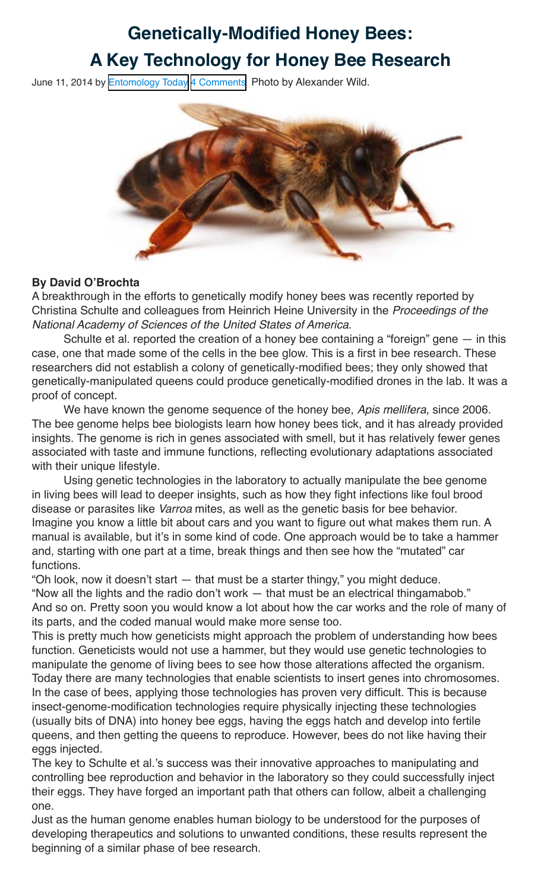# Genetically-Modified Honey Bees: A Key Technology for Honey Bee Research

June 11, 2014 by Entomology Today 4 Comments Photo by Alexander Wild.

**By David O'Brochta**

A breakthrough in the efforts to genetically modify honey bees was recently reported by Christina Schulte and colleagues from Heinrich Heine University in the *Proceedings of the National Academy of Sciences of the United States of America*.

Schulte et al. reported the creation of a honey bee containing a "foreign" gene — in this case, one that made some of the cells in the bee glow. This is a first in bee research. These researchers did not establish a colony of genetically-modified bees; they only showed that genetically-manipulated queens could produce genetically-modified drones in the lab. It was a proof of concept.

We have known the genome sequence of the honey bee, *Apis mellifera,* since 2006. The bee genome helps bee biologists learn how honey bees tick, and it has already provided insights. The genome is rich in genes associated with smell, but it has relatively fewer genes associated with taste and immune functions, reflecting evolutionary adaptations associated with their unique lifestyle.

Using genetic technologies in the laboratory to actually manipulate the bee genome in living bees will lead to deeper insights, such as how they fight infections like foul brood disease or parasites like *Varroa* mites, as well as the genetic basis for bee behavior. Imagine you know a little bit about cars and you want to figure out what makes them run. A manual is available, but it's in some kind of code. One approach would be to take a hammer and, starting with one part at a time, break things and then see how the "mutated" car functions.

"Oh look, now it doesn't start — that must be a starter thingy," you might deduce.

"Now all the lights and the radio don't work — that must be an electrical thingamabob."

And so on. Pretty soon you would know a lot about how the car works and the role of many of its parts, and the coded manual would make more sense too.

This is pretty much how geneticists might approach the problem of understanding how bees function. Geneticists would not use a hammer, but they would use genetic technologies to manipulate the genome of living bees to see how those alterations affected the organism.

Today there are many technologies that enable scientists to insert genes into chromosomes. In the case of bees, applying those technologies has proven very difficult. This is because insect-genome-modification technologies require physically injecting these technologies (usually bits of DNA) into honey bee eggs, having the eggs hatch and develop into fertile queens, and then getting the queens to reproduce. However, bees do not like having their eggs injected.

The key to Schulte et al.'s success was their innovative approaches to manipulating and controlling bee reproduction and behavior in the laboratory so they could successfully inject their eggs. They have forged an important path that others can follow, albeit a challenging one.

Just as the human genome enables human biology to be understood for the purposes of developing therapeutics and solutions to unwanted conditions, these results represent the beginning of a similar phase of bee research.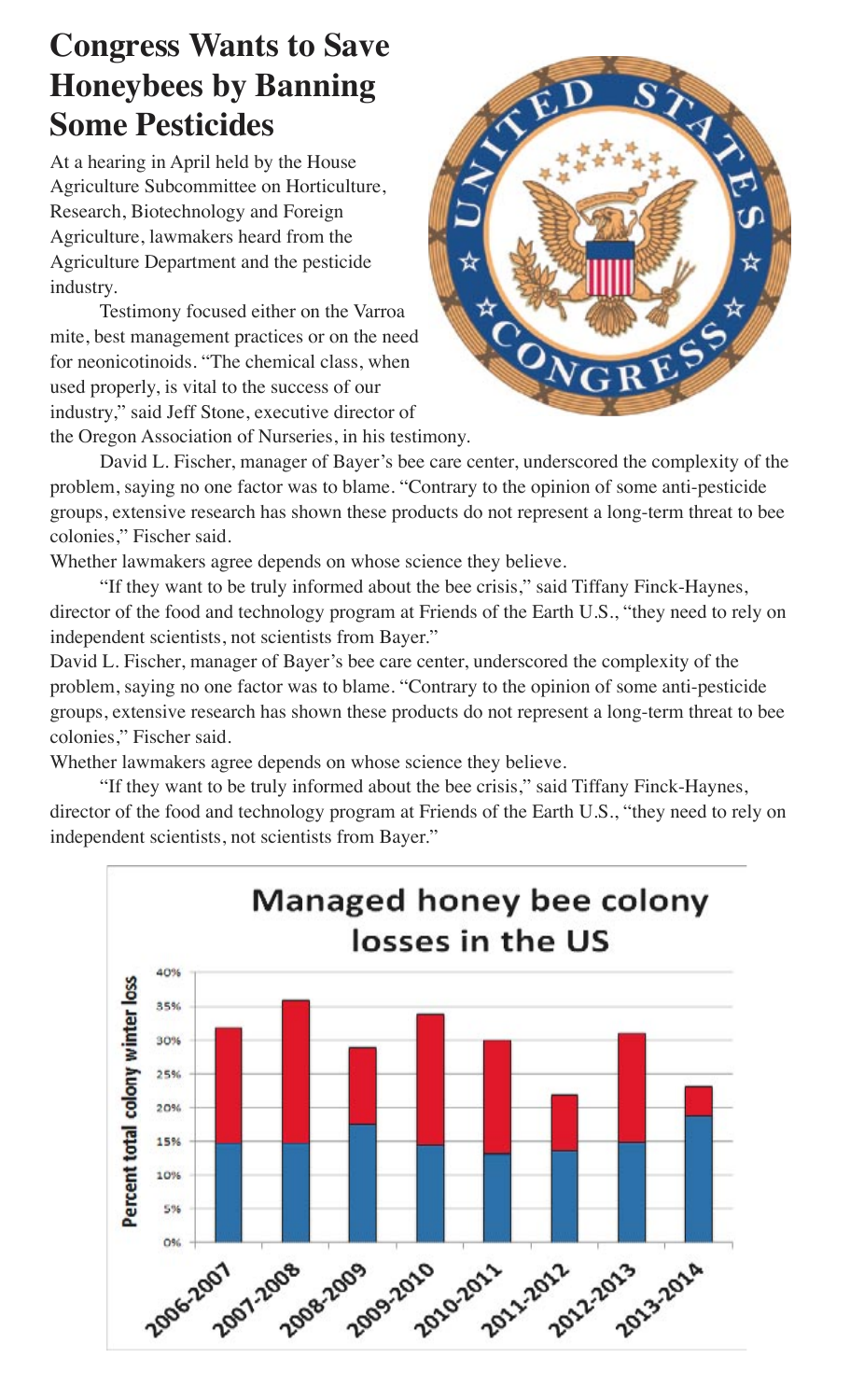# Congress Wants to Save Honeybees by Banning Some Pesticides

At a hearing in April held by the House Agriculture Subcommittee on Horticulture, Research, Biotechnology and Foreign Agriculture, lawmakers heard from the Agriculture Department and the pesticide industry.

Testimony focused either on the Varroa mite, best management practices or on the need for neonicotinoids. "The chemical class, when used properly, is vital to the success of our industry," said Jeff Stone, executive director of the Oregon Association of Nurseries, in his testimony.

David L. Fischer, manager of Bayer's bee care center, underscored the complexity of the problem, saying no one factor was to blame. "Contrary to the opinion of some anti-pesticide groups, extensive research has shown these products do not represent a long-term threat to bee colonies," Fischer said.

Whether lawmakers agree depends on whose science they believe.

"If they want to be truly informed about the bee crisis," said Tiffany Finck-Haynes, director of the food and technology program at Friends of the Earth U.S., "they need to rely on independent scientists, not scientists from Bayer."

David L. Fischer, manager of Bayer's bee care center, underscored the complexity of the problem, saying no one factor was to blame. "Contrary to the opinion of some anti-pesticide groups, extensive research has shown these products do not represent a long-term threat to bee colonies," Fischer said.

Whether lawmakers agree depends on whose science they believe.

"If they want to be truly informed about the bee crisis," said Tiffany Finck-Haynes, director of the food and technology program at Friends of the Earth U.S., "they need to rely on independent scientists, not scientists from Bayer."

**Managed honey bee colony losses in the US**

Percent total colony winter loss (0%–40%) by winter: 2006-2007, 2007-2008, 2008-2009, 2009-2010, 2010-2011, 2011-2012, 2012-2013, 2013-2014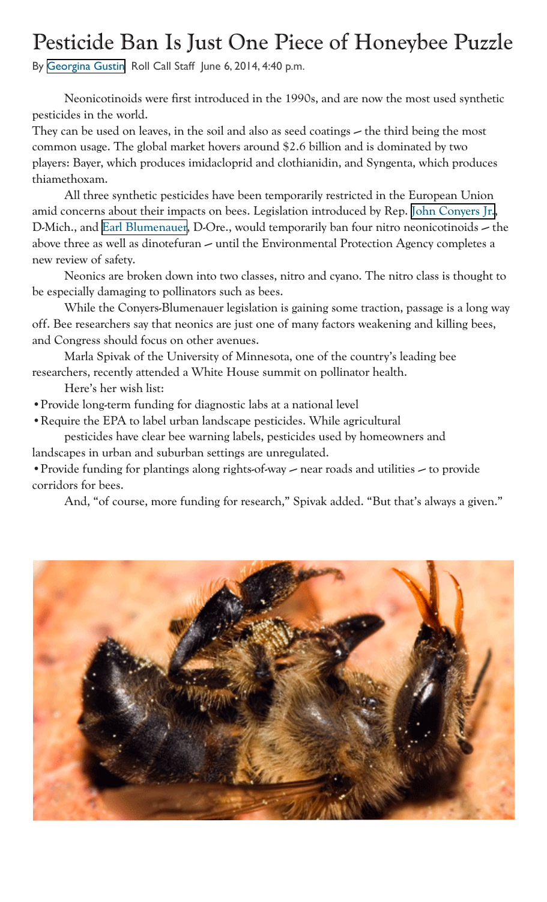# Pesticide Ban Is Just One Piece of Honeybee Puzzle

By Georgina Gustin Roll Call Staff June 6, 2014, 4:40 p.m.

Neonicotinoids were first introduced in the 1990s, and are now the most used synthetic pesticides in the world.

They can be used on leaves, in the soil and also as seed coatings — the third being the most common usage. The global market hovers around $2.6 billion and is dominated by two players: Bayer, which produces imidacloprid and clothianidin, and Syngenta, which produces thiamethoxam.

All three synthetic pesticides have been temporarily restricted in the European Union amid concerns about their impacts on bees. Legislation introduced by Rep. John Conyers Jr., D-Mich., and Earl Blumenauer, D-Ore., would temporarily ban four nitro neonicotinoids — the above three as well as dinotefuran — until the Environmental Protection Agency completes a new review of safety.

Neonics are broken down into two classes, nitro and cyano. The nitro class is thought to be especially damaging to pollinators such as bees.

While the Conyers-Blumenauer legislation is gaining some traction, passage is a long way off. Bee researchers say that neonics are just one of many factors weakening and killing bees, and Congress should focus on other avenues.

Marla Spivak of the University of Minnesota, one of the country's leading bee researchers, recently attended a White House summit on pollinator health.

Here's her wish list:

- Provide long-term funding for diagnostic labs at a national level
- Require the EPA to label urban landscape pesticides. While agricultural pesticides have clear bee warning labels, pesticides used by homeowners and landscapes in urban and suburban settings are unregulated.
- Provide funding for plantings along rights-of-way — near roads and utilities — to provide corridors for bees.

And, "of course, more funding for research," Spivak added. "But that's always a given."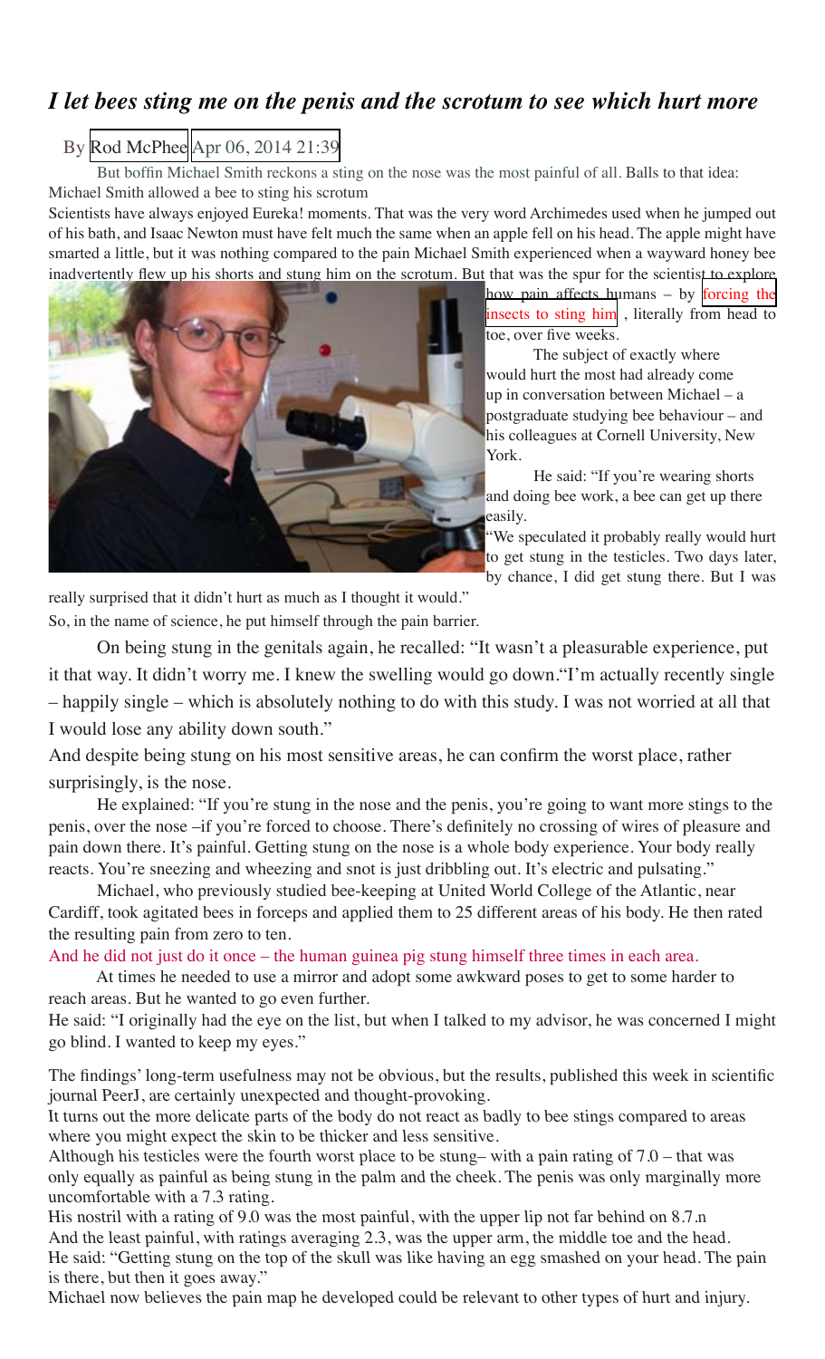# *I let bees sting me on the penis and the scrotum to see which hurt more*

By Rod McPhee Apr 06, 2014 21:39

But boffin Michael Smith reckons a sting on the nose was the most painful of all. Balls to that idea: Michael Smith allowed a bee to sting his scrotum

Scientists have always enjoyed Eureka! moments. That was the very word Archimedes used when he jumped out of his bath, and Isaac Newton must have felt much the same when an apple fell on his head. The apple might have smarted a little, but it was nothing compared to the pain Michael Smith experienced when a wayward honey bee inadvertently flew up his shorts and stung him on the scrotum. But that was the spur for the scientist to explore how pain affects humans – by forcing the insects to sting him , literally from head to toe, over five weeks.

The subject of exactly where would hurt the most had already come up in conversation between Michael – a postgraduate studying bee behaviour – and his colleagues at Cornell University, New York.

He said: "If you're wearing shorts and doing bee work, a bee can get up there easily.

"We speculated it probably really would hurt to get stung in the testicles. Two days later, by chance, I did get stung there. But I was really surprised that it didn't hurt as much as I thought it would."

So, in the name of science, he put himself through the pain barrier.

On being stung in the genitals again, he recalled: "It wasn't a pleasurable experience, put it that way. It didn't worry me. I knew the swelling would go down."I'm actually recently single – happily single – which is absolutely nothing to do with this study. I was not worried at all that I would lose any ability down south."

And despite being stung on his most sensitive areas, he can confirm the worst place, rather surprisingly, is the nose.

He explained: "If you're stung in the nose and the penis, you're going to want more stings to the penis, over the nose –if you're forced to choose. There's definitely no crossing of wires of pleasure and pain down there. It's painful. Getting stung on the nose is a whole body experience. Your body really reacts. You're sneezing and wheezing and snot is just dribbling out. It's electric and pulsating."

Michael, who previously studied bee-keeping at United World College of the Atlantic, near Cardiff, took agitated bees in forceps and applied them to 25 different areas of his body. He then rated the resulting pain from zero to ten.

And he did not just do it once – the human guinea pig stung himself three times in each area.

At times he needed to use a mirror and adopt some awkward poses to get to some harder to reach areas. But he wanted to go even further.

He said: "I originally had the eye on the list, but when I talked to my advisor, he was concerned I might go blind. I wanted to keep my eyes."

The findings' long-term usefulness may not be obvious, but the results, published this week in scientific journal PeerJ, are certainly unexpected and thought-provoking.

It turns out the more delicate parts of the body do not react as badly to bee stings compared to areas where you might expect the skin to be thicker and less sensitive.

Although his testicles were the fourth worst place to be stung– with a pain rating of 7.0 – that was only equally as painful as being stung in the palm and the cheek. The penis was only marginally more uncomfortable with a 7.3 rating.

His nostril with a rating of 9.0 was the most painful, with the upper lip not far behind on 8.7.n

And the least painful, with ratings averaging 2.3, was the upper arm, the middle toe and the head.

He said: "Getting stung on the top of the skull was like having an egg smashed on your head. The pain is there, but then it goes away."

Michael now believes the pain map he developed could be relevant to other types of hurt and injury.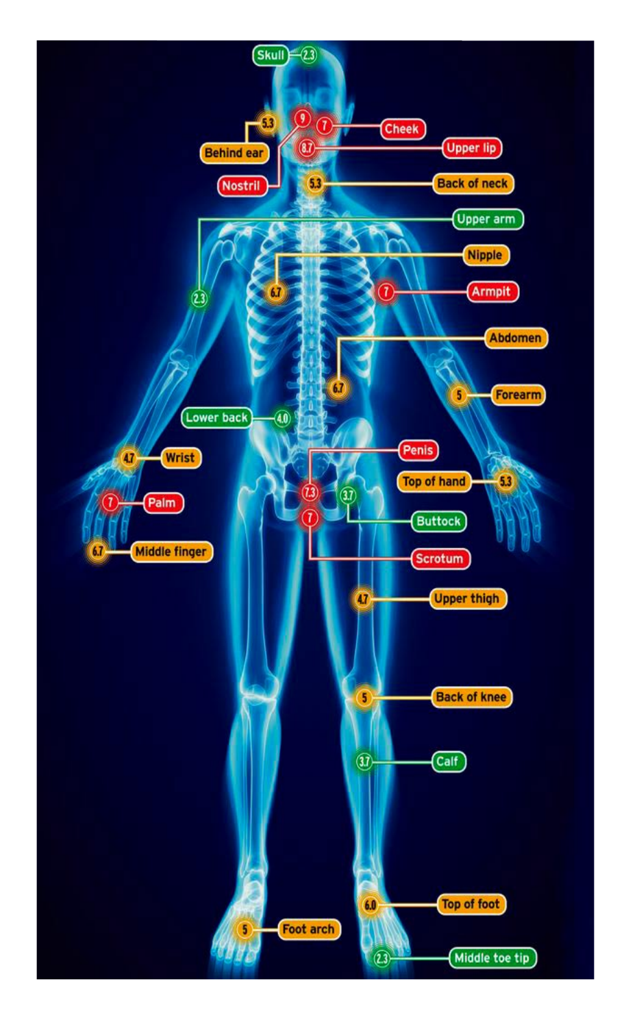| Body part | Value |
| --- | --- |
| Skull | 2.3 |
| Behind ear | 5.3 |
| Nostril | 9 |
| Cheek | 7 |
| Upper lip | 8.7 |
| Back of neck | 5.3 |
| Upper arm | 2.3 |
| Nipple | 6.7 |
| Armpit | 7 |
| Abdomen | 6.7 |
| Forearm | 5 |
| Lower back | 4.0 |
| Wrist | 4.7 |
| Palm | 7 |
| Middle finger | 6.7 |
| Penis | 7.3 |
| Top of hand | 5.3 |
| Buttock | 3.7 |
| Scrotum | 7 |
| Upper thigh | 4.7 |
| Back of knee | 5 |
| Calf | 3.7 |
| Top of foot | 6.0 |
| Foot arch | 5 |
| Middle toe tip | 2.3 |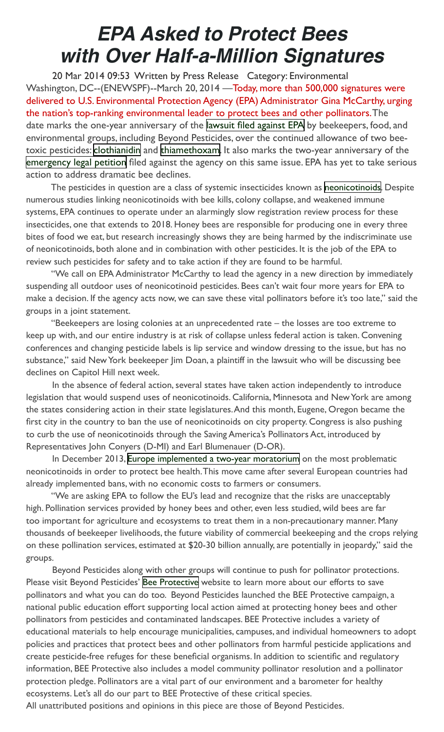# *EPA Asked to Protect Bees with Over Half-a-Million Signatures*

20 Mar 2014 09:53 Written by Press Release Category: Environmental

Washington, DC--(ENEWSPF)--March 20, 2014 —Today, more than 500,000 signatures were delivered to U.S. Environmental Protection Agency (EPA) Administrator Gina McCarthy, urging the nation's top-ranking environmental leader to protect bees and other pollinators. The date marks the one-year anniversary of the lawsuit filed against EPA by beekeepers, food, and environmental groups, including Beyond Pesticides, over the continued allowance of two bee-toxic pesticides: clothianidin and thiamethoxam. It also marks the two-year anniversary of the emergency legal petition filed against the agency on this same issue. EPA has yet to take serious action to address dramatic bee declines.

The pesticides in question are a class of systemic insecticides known as neonicotinoids. Despite numerous studies linking neonicotinoids with bee kills, colony collapse, and weakened immune systems, EPA continues to operate under an alarmingly slow registration review process for these insecticides, one that extends to 2018. Honey bees are responsible for producing one in every three bites of food we eat, but research increasingly shows they are being harmed by the indiscriminate use of neonicotinoids, both alone and in combination with other pesticides. It is the job of the EPA to review such pesticides for safety and to take action if they are found to be harmful.

"We call on EPA Administrator McCarthy to lead the agency in a new direction by immediately suspending all outdoor uses of neonicotinoid pesticides. Bees can't wait four more years for EPA to make a decision. If the agency acts now, we can save these vital pollinators before it's too late," said the groups in a joint statement.

"Beekeepers are losing colonies at an unprecedented rate – the losses are too extreme to keep up with, and our entire industry is at risk of collapse unless federal action is taken. Convening conferences and changing pesticide labels is lip service and window dressing to the issue, but has no substance," said New York beekeeper Jim Doan, a plaintiff in the lawsuit who will be discussing bee declines on Capitol Hill next week.

In the absence of federal action, several states have taken action independently to introduce legislation that would suspend uses of neonicotinoids. California, Minnesota and New York are among the states considering action in their state legislatures. And this month, Eugene, Oregon became the first city in the country to ban the use of neonicotinoids on city property. Congress is also pushing to curb the use of neonicotinoids through the Saving America's Pollinators Act, introduced by Representatives John Conyers (D-MI) and Earl Blumenauer (D-OR).

In December 2013, Europe implemented a two-year moratorium on the most problematic neonicotinoids in order to protect bee health. This move came after several European countries had already implemented bans, with no economic costs to farmers or consumers.

"We are asking EPA to follow the EU's lead and recognize that the risks are unacceptably high. Pollination services provided by honey bees and other, even less studied, wild bees are far too important for agriculture and ecosystems to treat them in a non-precautionary manner. Many thousands of beekeeper livelihoods, the future viability of commercial beekeeping and the crops relying on these pollination services, estimated at $20-30 billion annually, are potentially in jeopardy," said the groups.

Beyond Pesticides along with other groups will continue to push for pollinator protections. Please visit Beyond Pesticides' Bee Protective website to learn more about our efforts to save pollinators and what you can do too. Beyond Pesticides launched the BEE Protective campaign, a national public education effort supporting local action aimed at protecting honey bees and other pollinators from pesticides and contaminated landscapes. BEE Protective includes a variety of educational materials to help encourage municipalities, campuses, and individual homeowners to adopt policies and practices that protect bees and other pollinators from harmful pesticide applications and create pesticide-free refuges for these beneficial organisms. In addition to scientific and regulatory information, BEE Protective also includes a model community pollinator resolution and a pollinator protection pledge. Pollinators are a vital part of our environment and a barometer for healthy ecosystems. Let's all do our part to BEE Protective of these critical species.

All unattributed positions and opinions in this piece are those of Beyond Pesticides.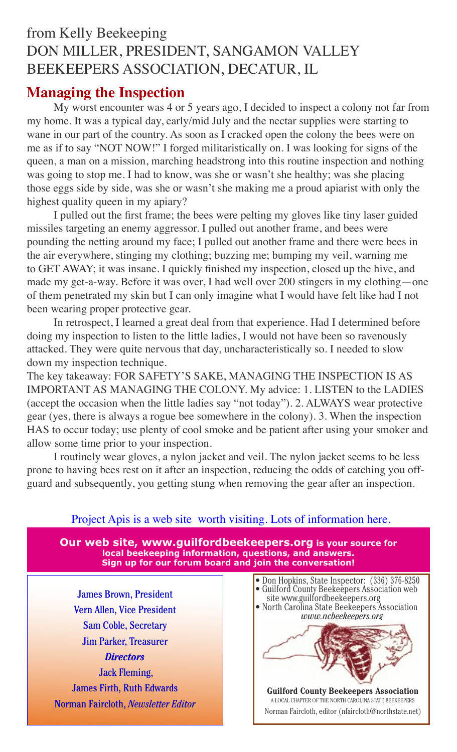from Kelly Beekeeping
DON MILLER, PRESIDENT, SANGAMON VALLEY BEEKEEPERS ASSOCIATION, DECATUR, IL

## Managing the Inspection

My worst encounter was 4 or 5 years ago, I decided to inspect a colony not far from my home. It was a typical day, early/mid July and the nectar supplies were starting to wane in our part of the country. As soon as I cracked open the colony the bees were on me as if to say "NOT NOW!" I forged militaristically on. I was looking for signs of the queen, a man on a mission, marching headstrong into this routine inspection and nothing was going to stop me. I had to know, was she or wasn't she healthy; was she placing those eggs side by side, was she or wasn't she making me a proud apiarist with only the highest quality queen in my apiary?

I pulled out the first frame; the bees were pelting my gloves like tiny laser guided missiles targeting an enemy aggressor. I pulled out another frame, and bees were pounding the netting around my face; I pulled out another frame and there were bees in the air everywhere, stinging my clothing; buzzing me; bumping my veil, warning me to GET AWAY; it was insane. I quickly finished my inspection, closed up the hive, and made my get-a-way. Before it was over, I had well over 200 stingers in my clothing—one of them penetrated my skin but I can only imagine what I would have felt like had I not been wearing proper protective gear.

In retrospect, I learned a great deal from that experience. Had I determined before doing my inspection to listen to the little ladies, I would not have been so ravenously attacked. They were quite nervous that day, uncharacteristically so. I needed to slow down my inspection technique.

The key takeaway: FOR SAFETY'S SAKE, MANAGING THE INSPECTION IS AS IMPORTANT AS MANAGING THE COLONY. My advice: 1. LISTEN to the LADIES (accept the occasion when the little ladies say "not today"). 2. ALWAYS wear protective gear (yes, there is always a rogue bee somewhere in the colony). 3. When the inspection HAS to occur today; use plenty of cool smoke and be patient after using your smoker and allow some time prior to your inspection.

I routinely wear gloves, a nylon jacket and veil. The nylon jacket seems to be less prone to having bees rest on it after an inspection, reducing the odds of catching you off-guard and subsequently, you getting stung when removing the gear after an inspection.

Project Apis is a web site worth visiting. Lots of information here.

**Our web site, www.guilfordbeekeepers.org is your source for local beekeeping information, questions, and answers. Sign up for our forum board and join the conversation!**

James Brown, President
Vern Allen, Vice President
Sam Coble, Secretary
Jim Parker, Treasurer
***Directors***
Jack Fleming,
James Firth, Ruth Edwards
Norman Faircloth, *Newsletter Editor*

- Don Hopkins, State Inspector: (336) 376-8250
- Guilford County Beekeepers Association web site www.guilfordbeekeepers.org
- North Carolina State Beekeepers Association *www.ncbeekeepers.org*

**Guilford County Beekeepers Association**
A LOCAL CHAPTER OF THE NORTH CAROLINA STATE BEEKEEPERS
Norman Faircloth, editor (nfaircloth@northstate.net)